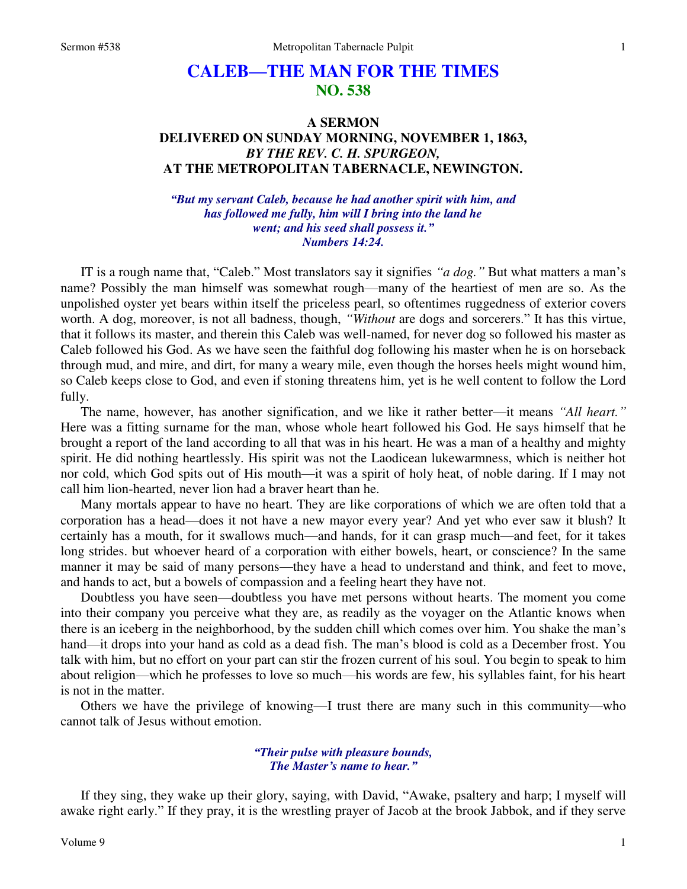# CALEB—THE MAN FOR THE TIMES
## NO. 538

### A SERMON
### DELIVERED ON SUNDAY MORNING, NOVEMBER 1, 1863,
### *BY THE REV. C. H. SPURGEON,*
### AT THE METROPOLITAN TABERNACLE, NEWINGTON.

***"But my servant Caleb, because he had another spirit with him, and has followed me fully, him will I bring into the land he went; and his seed shall possess it."***
***Numbers 14:24.***

IT is a rough name that, "Caleb." Most translators say it signifies *"a dog."* But what matters a man's name? Possibly the man himself was somewhat rough—many of the heartiest of men are so. As the unpolished oyster yet bears within itself the priceless pearl, so oftentimes ruggedness of exterior covers worth. A dog, moreover, is not all badness, though, *"Without* are dogs and sorcerers." It has this virtue, that it follows its master, and therein this Caleb was well-named, for never dog so followed his master as Caleb followed his God. As we have seen the faithful dog following his master when he is on horseback through mud, and mire, and dirt, for many a weary mile, even though the horses heels might wound him, so Caleb keeps close to God, and even if stoning threatens him, yet is he well content to follow the Lord fully.

The name, however, has another signification, and we like it rather better—it means *"All heart."* Here was a fitting surname for the man, whose whole heart followed his God. He says himself that he brought a report of the land according to all that was in his heart. He was a man of a healthy and mighty spirit. He did nothing heartlessly. His spirit was not the Laodicean lukewarmness, which is neither hot nor cold, which God spits out of His mouth—it was a spirit of holy heat, of noble daring. If I may not call him lion-hearted, never lion had a braver heart than he.

Many mortals appear to have no heart. They are like corporations of which we are often told that a corporation has a head—does it not have a new mayor every year? And yet who ever saw it blush? It certainly has a mouth, for it swallows much—and hands, for it can grasp much—and feet, for it takes long strides. but whoever heard of a corporation with either bowels, heart, or conscience? In the same manner it may be said of many persons—they have a head to understand and think, and feet to move, and hands to act, but a bowels of compassion and a feeling heart they have not.

Doubtless you have seen—doubtless you have met persons without hearts. The moment you come into their company you perceive what they are, as readily as the voyager on the Atlantic knows when there is an iceberg in the neighborhood, by the sudden chill which comes over him. You shake the man's hand—it drops into your hand as cold as a dead fish. The man's blood is cold as a December frost. You talk with him, but no effort on your part can stir the frozen current of his soul. You begin to speak to him about religion—which he professes to love so much—his words are few, his syllables faint, for his heart is not in the matter.

Others we have the privilege of knowing—I trust there are many such in this community—who cannot talk of Jesus without emotion.

*"Their pulse with pleasure bounds,*
*The Master's name to hear."*

If they sing, they wake up their glory, saying, with David, "Awake, psaltery and harp; I myself will awake right early." If they pray, it is the wrestling prayer of Jacob at the brook Jabbok, and if they serve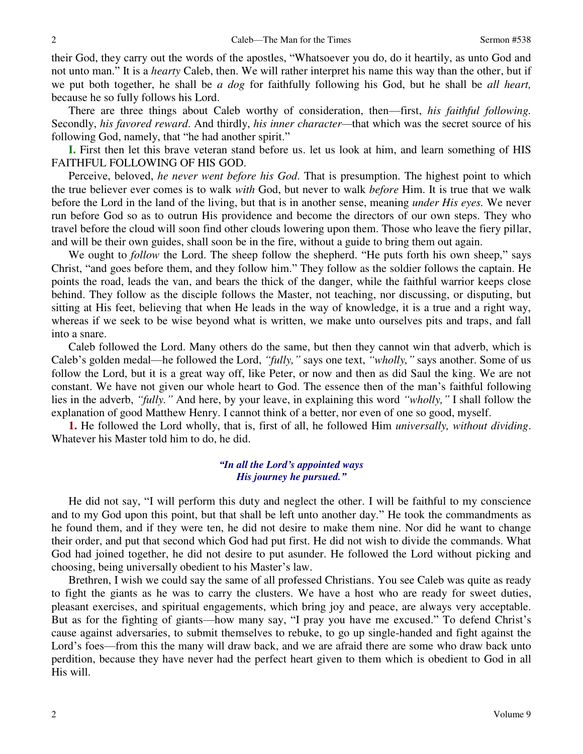their God, they carry out the words of the apostles, "Whatsoever you do, do it heartily, as unto God and not unto man." It is a *hearty* Caleb, then. We will rather interpret his name this way than the other, but if we put both together, he shall be *a dog* for faithfully following his God, but he shall be *all heart,* because he so fully follows his Lord.

There are three things about Caleb worthy of consideration, then—first, *his faithful following.* Secondly, *his favored reward.* And thirdly, *his inner character*—that which was the secret source of his following God, namely, that "he had another spirit."

**I.** First then let this brave veteran stand before us. let us look at him, and learn something of HIS FAITHFUL FOLLOWING OF HIS GOD.

Perceive, beloved, *he never went before his God*. That is presumption. The highest point to which the true believer ever comes is to walk *with* God, but never to walk *before* Him. It is true that we walk before the Lord in the land of the living, but that is in another sense, meaning *under His eyes.* We never run before God so as to outrun His providence and become the directors of our own steps. They who travel before the cloud will soon find other clouds lowering upon them. Those who leave the fiery pillar, and will be their own guides, shall soon be in the fire, without a guide to bring them out again.

We ought to *follow* the Lord. The sheep follow the shepherd. "He puts forth his own sheep," says Christ, "and goes before them, and they follow him." They follow as the soldier follows the captain. He points the road, leads the van, and bears the thick of the danger, while the faithful warrior keeps close behind. They follow as the disciple follows the Master, not teaching, nor discussing, or disputing, but sitting at His feet, believing that when He leads in the way of knowledge, it is a true and a right way, whereas if we seek to be wise beyond what is written, we make unto ourselves pits and traps, and fall into a snare.

Caleb followed the Lord. Many others do the same, but then they cannot win that adverb, which is Caleb's golden medal—he followed the Lord, *"fully,"* says one text, *"wholly,"* says another. Some of us follow the Lord, but it is a great way off, like Peter, or now and then as did Saul the king. We are not constant. We have not given our whole heart to God. The essence then of the man's faithful following lies in the adverb, *"fully."* And here, by your leave, in explaining this word *"wholly,"* I shall follow the explanation of good Matthew Henry. I cannot think of a better, nor even of one so good, myself.

**1.** He followed the Lord wholly, that is, first of all, he followed Him *universally, without dividing*. Whatever his Master told him to do, he did.

> *"In all the Lord's appointed ways*
> *His journey he pursued."*

He did not say, "I will perform this duty and neglect the other. I will be faithful to my conscience and to my God upon this point, but that shall be left unto another day." He took the commandments as he found them, and if they were ten, he did not desire to make them nine. Nor did he want to change their order, and put that second which God had put first. He did not wish to divide the commands. What God had joined together, he did not desire to put asunder. He followed the Lord without picking and choosing, being universally obedient to his Master's law.

Brethren, I wish we could say the same of all professed Christians. You see Caleb was quite as ready to fight the giants as he was to carry the clusters. We have a host who are ready for sweet duties, pleasant exercises, and spiritual engagements, which bring joy and peace, are always very acceptable. But as for the fighting of giants—how many say, "I pray you have me excused." To defend Christ's cause against adversaries, to submit themselves to rebuke, to go up single-handed and fight against the Lord's foes—from this the many will draw back, and we are afraid there are some who draw back unto perdition, because they have never had the perfect heart given to them which is obedient to God in all His will.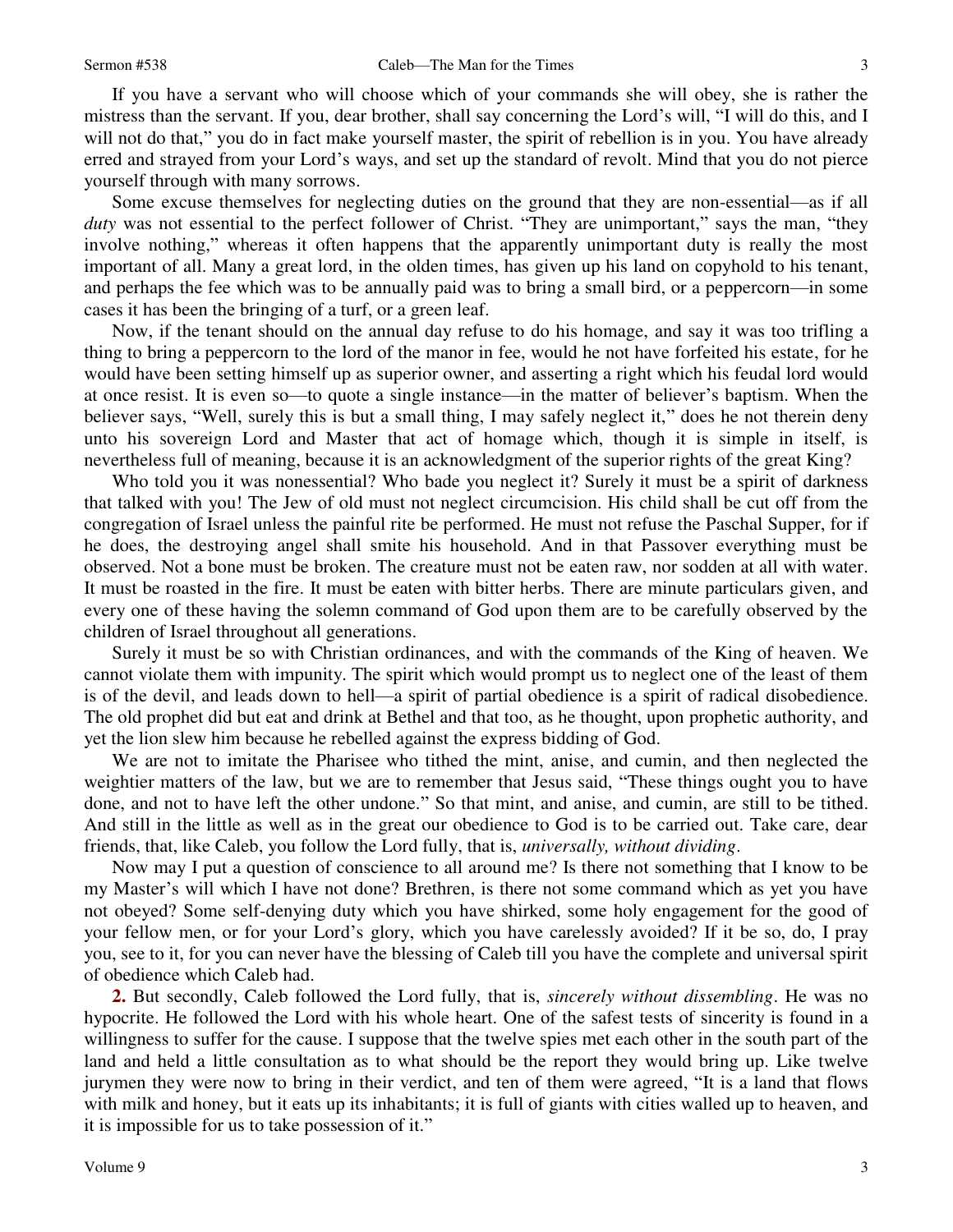If you have a servant who will choose which of your commands she will obey, she is rather the mistress than the servant. If you, dear brother, shall say concerning the Lord's will, "I will do this, and I will not do that," you do in fact make yourself master, the spirit of rebellion is in you. You have already erred and strayed from your Lord's ways, and set up the standard of revolt. Mind that you do not pierce yourself through with many sorrows.

Some excuse themselves for neglecting duties on the ground that they are non-essential—as if all *duty* was not essential to the perfect follower of Christ. "They are unimportant," says the man, "they involve nothing," whereas it often happens that the apparently unimportant duty is really the most important of all. Many a great lord, in the olden times, has given up his land on copyhold to his tenant, and perhaps the fee which was to be annually paid was to bring a small bird, or a peppercorn—in some cases it has been the bringing of a turf, or a green leaf.

Now, if the tenant should on the annual day refuse to do his homage, and say it was too trifling a thing to bring a peppercorn to the lord of the manor in fee, would he not have forfeited his estate, for he would have been setting himself up as superior owner, and asserting a right which his feudal lord would at once resist. It is even so—to quote a single instance—in the matter of believer's baptism. When the believer says, "Well, surely this is but a small thing, I may safely neglect it," does he not therein deny unto his sovereign Lord and Master that act of homage which, though it is simple in itself, is nevertheless full of meaning, because it is an acknowledgment of the superior rights of the great King?

Who told you it was nonessential? Who bade you neglect it? Surely it must be a spirit of darkness that talked with you! The Jew of old must not neglect circumcision. His child shall be cut off from the congregation of Israel unless the painful rite be performed. He must not refuse the Paschal Supper, for if he does, the destroying angel shall smite his household. And in that Passover everything must be observed. Not a bone must be broken. The creature must not be eaten raw, nor sodden at all with water. It must be roasted in the fire. It must be eaten with bitter herbs. There are minute particulars given, and every one of these having the solemn command of God upon them are to be carefully observed by the children of Israel throughout all generations.

Surely it must be so with Christian ordinances, and with the commands of the King of heaven. We cannot violate them with impunity. The spirit which would prompt us to neglect one of the least of them is of the devil, and leads down to hell—a spirit of partial obedience is a spirit of radical disobedience. The old prophet did but eat and drink at Bethel and that too, as he thought, upon prophetic authority, and yet the lion slew him because he rebelled against the express bidding of God.

We are not to imitate the Pharisee who tithed the mint, anise, and cumin, and then neglected the weightier matters of the law, but we are to remember that Jesus said, "These things ought you to have done, and not to have left the other undone." So that mint, and anise, and cumin, are still to be tithed. And still in the little as well as in the great our obedience to God is to be carried out. Take care, dear friends, that, like Caleb, you follow the Lord fully, that is, *universally, without dividing*.

Now may I put a question of conscience to all around me? Is there not something that I know to be my Master's will which I have not done? Brethren, is there not some command which as yet you have not obeyed? Some self-denying duty which you have shirked, some holy engagement for the good of your fellow men, or for your Lord's glory, which you have carelessly avoided? If it be so, do, I pray you, see to it, for you can never have the blessing of Caleb till you have the complete and universal spirit of obedience which Caleb had.

**2.** But secondly, Caleb followed the Lord fully, that is, *sincerely without dissembling*. He was no hypocrite. He followed the Lord with his whole heart. One of the safest tests of sincerity is found in a willingness to suffer for the cause. I suppose that the twelve spies met each other in the south part of the land and held a little consultation as to what should be the report they would bring up. Like twelve jurymen they were now to bring in their verdict, and ten of them were agreed, "It is a land that flows with milk and honey, but it eats up its inhabitants; it is full of giants with cities walled up to heaven, and it is impossible for us to take possession of it."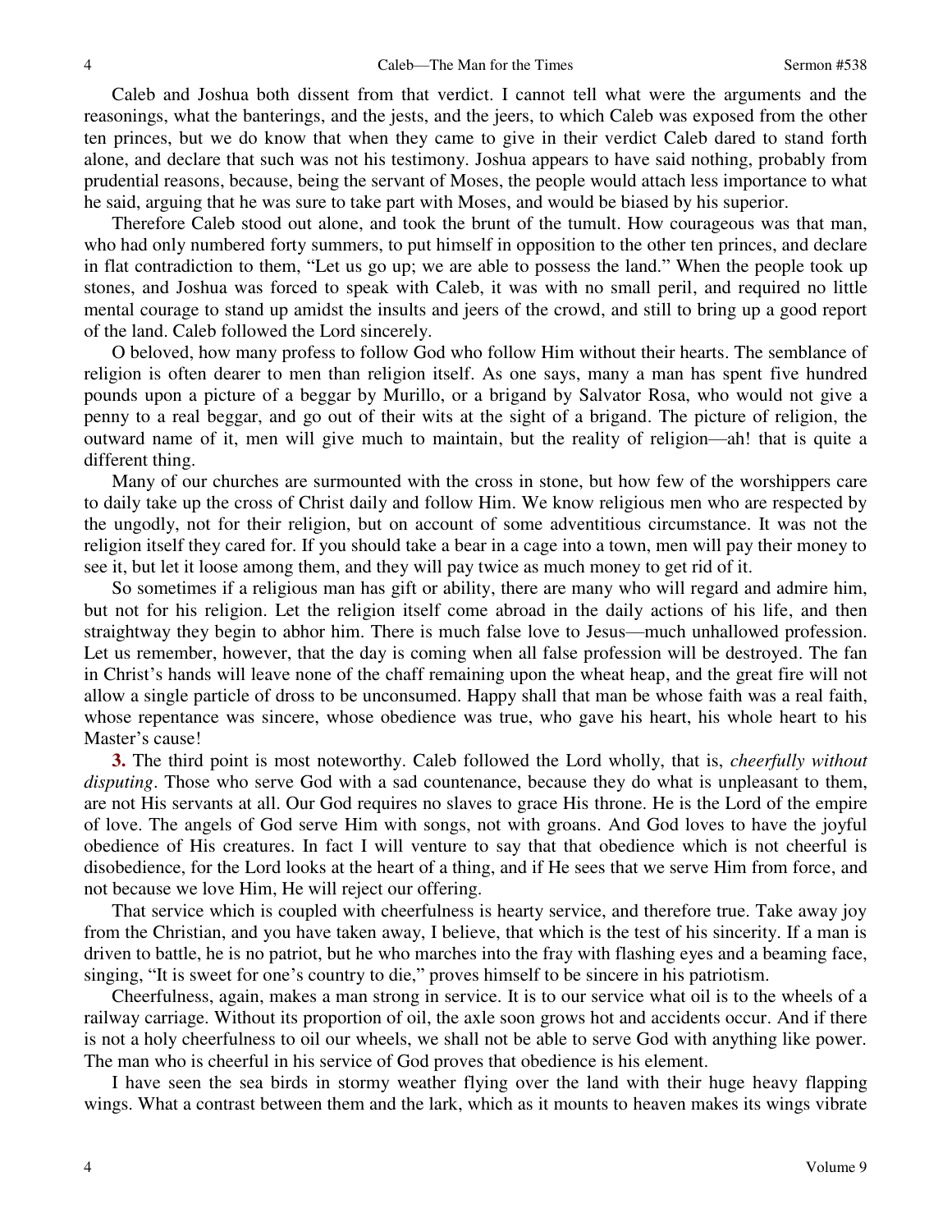Caleb and Joshua both dissent from that verdict. I cannot tell what were the arguments and the reasonings, what the banterings, and the jests, and the jeers, to which Caleb was exposed from the other ten princes, but we do know that when they came to give in their verdict Caleb dared to stand forth alone, and declare that such was not his testimony. Joshua appears to have said nothing, probably from prudential reasons, because, being the servant of Moses, the people would attach less importance to what he said, arguing that he was sure to take part with Moses, and would be biased by his superior.

Therefore Caleb stood out alone, and took the brunt of the tumult. How courageous was that man, who had only numbered forty summers, to put himself in opposition to the other ten princes, and declare in flat contradiction to them, "Let us go up; we are able to possess the land." When the people took up stones, and Joshua was forced to speak with Caleb, it was with no small peril, and required no little mental courage to stand up amidst the insults and jeers of the crowd, and still to bring up a good report of the land. Caleb followed the Lord sincerely.

O beloved, how many profess to follow God who follow Him without their hearts. The semblance of religion is often dearer to men than religion itself. As one says, many a man has spent five hundred pounds upon a picture of a beggar by Murillo, or a brigand by Salvator Rosa, who would not give a penny to a real beggar, and go out of their wits at the sight of a brigand. The picture of religion, the outward name of it, men will give much to maintain, but the reality of religion—ah! that is quite a different thing.

Many of our churches are surmounted with the cross in stone, but how few of the worshippers care to daily take up the cross of Christ daily and follow Him. We know religious men who are respected by the ungodly, not for their religion, but on account of some adventitious circumstance. It was not the religion itself they cared for. If you should take a bear in a cage into a town, men will pay their money to see it, but let it loose among them, and they will pay twice as much money to get rid of it.

So sometimes if a religious man has gift or ability, there are many who will regard and admire him, but not for his religion. Let the religion itself come abroad in the daily actions of his life, and then straightway they begin to abhor him. There is much false love to Jesus—much unhallowed profession. Let us remember, however, that the day is coming when all false profession will be destroyed. The fan in Christ's hands will leave none of the chaff remaining upon the wheat heap, and the great fire will not allow a single particle of dross to be unconsumed. Happy shall that man be whose faith was a real faith, whose repentance was sincere, whose obedience was true, who gave his heart, his whole heart to his Master's cause!

**3.** The third point is most noteworthy. Caleb followed the Lord wholly, that is, *cheerfully without disputing*. Those who serve God with a sad countenance, because they do what is unpleasant to them, are not His servants at all. Our God requires no slaves to grace His throne. He is the Lord of the empire of love. The angels of God serve Him with songs, not with groans. And God loves to have the joyful obedience of His creatures. In fact I will venture to say that that obedience which is not cheerful is disobedience, for the Lord looks at the heart of a thing, and if He sees that we serve Him from force, and not because we love Him, He will reject our offering.

That service which is coupled with cheerfulness is hearty service, and therefore true. Take away joy from the Christian, and you have taken away, I believe, that which is the test of his sincerity. If a man is driven to battle, he is no patriot, but he who marches into the fray with flashing eyes and a beaming face, singing, "It is sweet for one's country to die," proves himself to be sincere in his patriotism.

Cheerfulness, again, makes a man strong in service. It is to our service what oil is to the wheels of a railway carriage. Without its proportion of oil, the axle soon grows hot and accidents occur. And if there is not a holy cheerfulness to oil our wheels, we shall not be able to serve God with anything like power. The man who is cheerful in his service of God proves that obedience is his element.

I have seen the sea birds in stormy weather flying over the land with their huge heavy flapping wings. What a contrast between them and the lark, which as it mounts to heaven makes its wings vibrate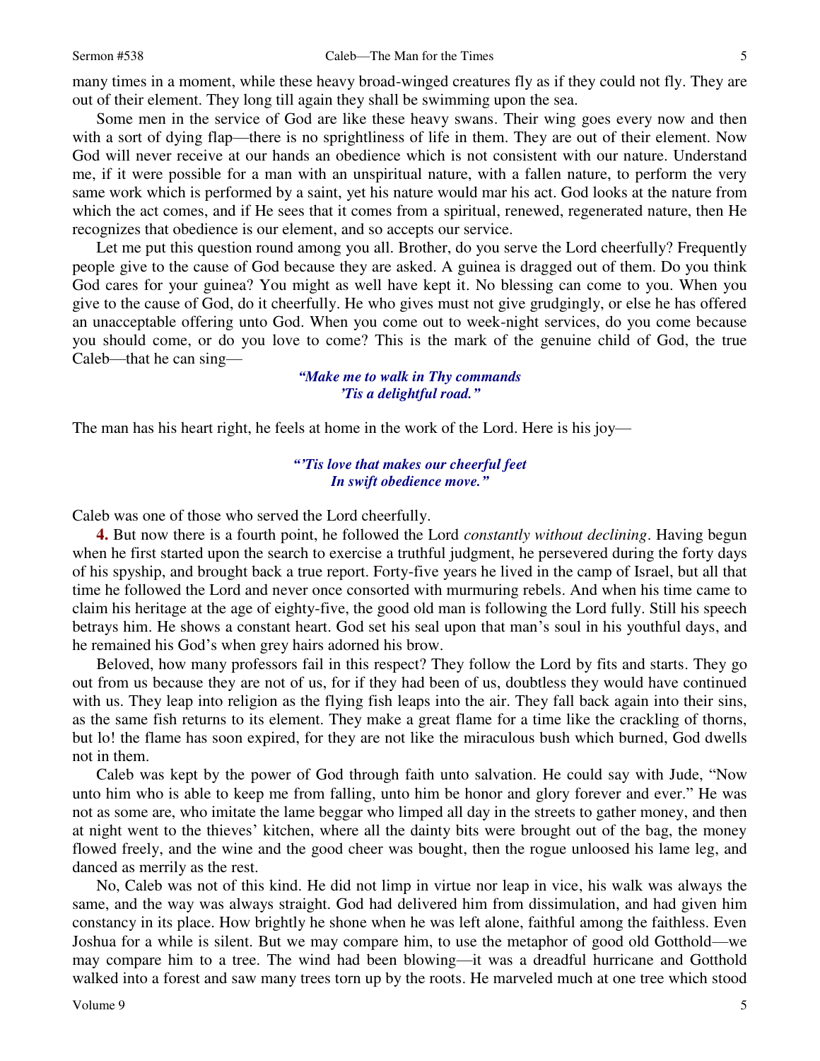many times in a moment, while these heavy broad-winged creatures fly as if they could not fly. They are out of their element. They long till again they shall be swimming upon the sea.

Some men in the service of God are like these heavy swans. Their wing goes every now and then with a sort of dying flap—there is no sprightliness of life in them. They are out of their element. Now God will never receive at our hands an obedience which is not consistent with our nature. Understand me, if it were possible for a man with an unspiritual nature, with a fallen nature, to perform the very same work which is performed by a saint, yet his nature would mar his act. God looks at the nature from which the act comes, and if He sees that it comes from a spiritual, renewed, regenerated nature, then He recognizes that obedience is our element, and so accepts our service.

Let me put this question round among you all. Brother, do you serve the Lord cheerfully? Frequently people give to the cause of God because they are asked. A guinea is dragged out of them. Do you think God cares for your guinea? You might as well have kept it. No blessing can come to you. When you give to the cause of God, do it cheerfully. He who gives must not give grudgingly, or else he has offered an unacceptable offering unto God. When you come out to week-night services, do you come because you should come, or do you love to come? This is the mark of the genuine child of God, the true Caleb—that he can sing—

> ***"Make me to walk in Thy commands***
> ***'Tis a delightful road."***

The man has his heart right, he feels at home in the work of the Lord. Here is his joy—

> ***"'Tis love that makes our cheerful feet***
> ***In swift obedience move."***

Caleb was one of those who served the Lord cheerfully.

**4.** But now there is a fourth point, he followed the Lord *constantly without declining*. Having begun when he first started upon the search to exercise a truthful judgment, he persevered during the forty days of his spyship, and brought back a true report. Forty-five years he lived in the camp of Israel, but all that time he followed the Lord and never once consorted with murmuring rebels. And when his time came to claim his heritage at the age of eighty-five, the good old man is following the Lord fully. Still his speech betrays him. He shows a constant heart. God set his seal upon that man's soul in his youthful days, and he remained his God's when grey hairs adorned his brow.

Beloved, how many professors fail in this respect? They follow the Lord by fits and starts. They go out from us because they are not of us, for if they had been of us, doubtless they would have continued with us. They leap into religion as the flying fish leaps into the air. They fall back again into their sins, as the same fish returns to its element. They make a great flame for a time like the crackling of thorns, but lo! the flame has soon expired, for they are not like the miraculous bush which burned, God dwells not in them.

Caleb was kept by the power of God through faith unto salvation. He could say with Jude, "Now unto him who is able to keep me from falling, unto him be honor and glory forever and ever." He was not as some are, who imitate the lame beggar who limped all day in the streets to gather money, and then at night went to the thieves' kitchen, where all the dainty bits were brought out of the bag, the money flowed freely, and the wine and the good cheer was bought, then the rogue unloosed his lame leg, and danced as merrily as the rest.

No, Caleb was not of this kind. He did not limp in virtue nor leap in vice, his walk was always the same, and the way was always straight. God had delivered him from dissimulation, and had given him constancy in its place. How brightly he shone when he was left alone, faithful among the faithless. Even Joshua for a while is silent. But we may compare him, to use the metaphor of good old Gotthold—we may compare him to a tree. The wind had been blowing—it was a dreadful hurricane and Gotthold walked into a forest and saw many trees torn up by the roots. He marveled much at one tree which stood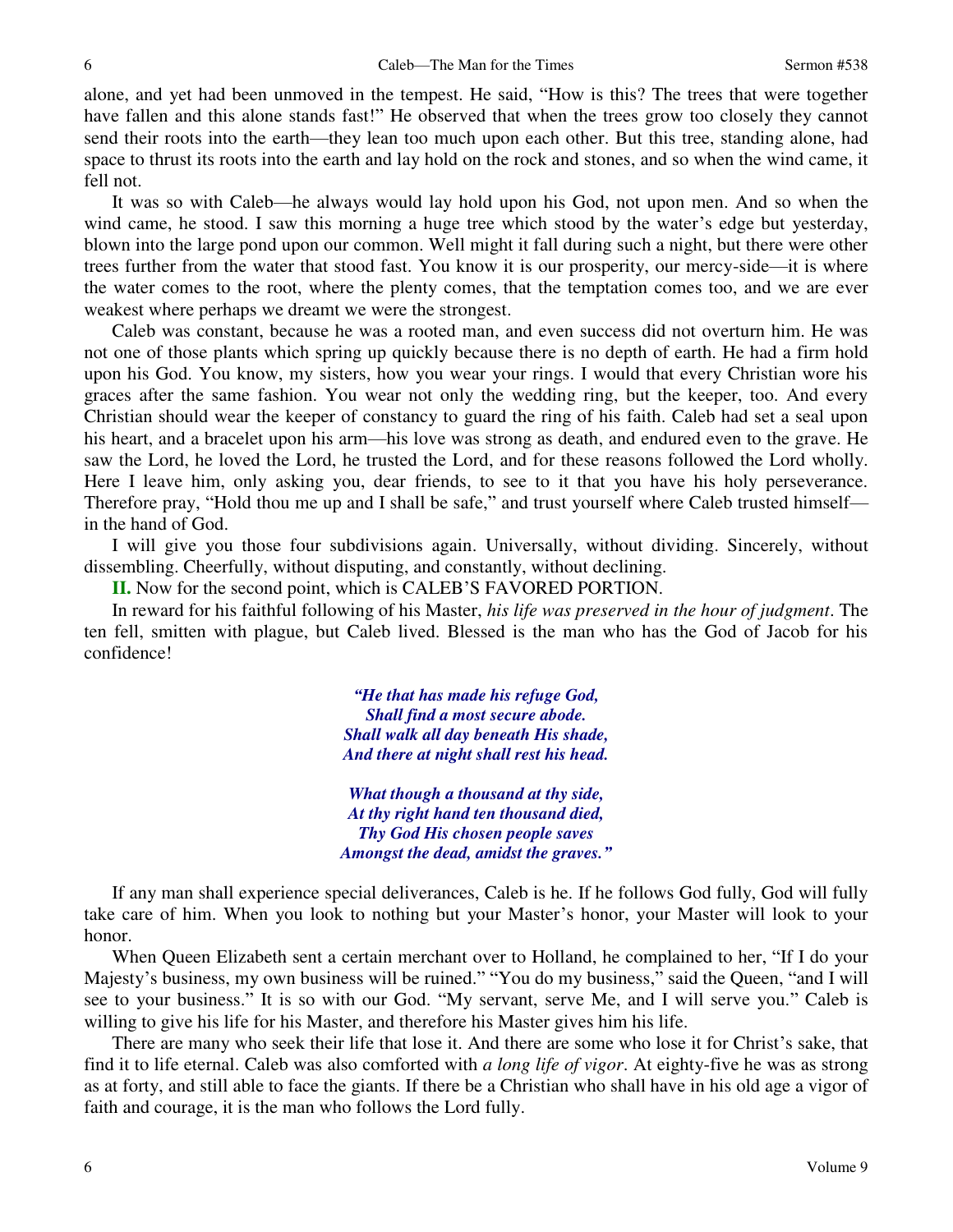alone, and yet had been unmoved in the tempest. He said, "How is this? The trees that were together have fallen and this alone stands fast!" He observed that when the trees grow too closely they cannot send their roots into the earth—they lean too much upon each other. But this tree, standing alone, had space to thrust its roots into the earth and lay hold on the rock and stones, and so when the wind came, it fell not.

It was so with Caleb—he always would lay hold upon his God, not upon men. And so when the wind came, he stood. I saw this morning a huge tree which stood by the water's edge but yesterday, blown into the large pond upon our common. Well might it fall during such a night, but there were other trees further from the water that stood fast. You know it is our prosperity, our mercy-side—it is where the water comes to the root, where the plenty comes, that the temptation comes too, and we are ever weakest where perhaps we dreamt we were the strongest.

Caleb was constant, because he was a rooted man, and even success did not overturn him. He was not one of those plants which spring up quickly because there is no depth of earth. He had a firm hold upon his God. You know, my sisters, how you wear your rings. I would that every Christian wore his graces after the same fashion. You wear not only the wedding ring, but the keeper, too. And every Christian should wear the keeper of constancy to guard the ring of his faith. Caleb had set a seal upon his heart, and a bracelet upon his arm—his love was strong as death, and endured even to the grave. He saw the Lord, he loved the Lord, he trusted the Lord, and for these reasons followed the Lord wholly. Here I leave him, only asking you, dear friends, to see to it that you have his holy perseverance. Therefore pray, "Hold thou me up and I shall be safe," and trust yourself where Caleb trusted himself—in the hand of God.

I will give you those four subdivisions again. Universally, without dividing. Sincerely, without dissembling. Cheerfully, without disputing, and constantly, without declining.

**II.** Now for the second point, which is CALEB'S FAVORED PORTION.

In reward for his faithful following of his Master, *his life was preserved in the hour of judgment*. The ten fell, smitten with plague, but Caleb lived. Blessed is the man who has the God of Jacob for his confidence!

> ***"He that has made his refuge God,***
> ***Shall find a most secure abode.***
> ***Shall walk all day beneath His shade,***
> ***And there at night shall rest his head.***
>
> ***What though a thousand at thy side,***
> ***At thy right hand ten thousand died,***
> ***Thy God His chosen people saves***
> ***Amongst the dead, amidst the graves."***

If any man shall experience special deliverances, Caleb is he. If he follows God fully, God will fully take care of him. When you look to nothing but your Master's honor, your Master will look to your honor.

When Queen Elizabeth sent a certain merchant over to Holland, he complained to her, "If I do your Majesty's business, my own business will be ruined." "You do my business," said the Queen, "and I will see to your business." It is so with our God. "My servant, serve Me, and I will serve you." Caleb is willing to give his life for his Master, and therefore his Master gives him his life.

There are many who seek their life that lose it. And there are some who lose it for Christ's sake, that find it to life eternal. Caleb was also comforted with *a long life of vigor*. At eighty-five he was as strong as at forty, and still able to face the giants. If there be a Christian who shall have in his old age a vigor of faith and courage, it is the man who follows the Lord fully.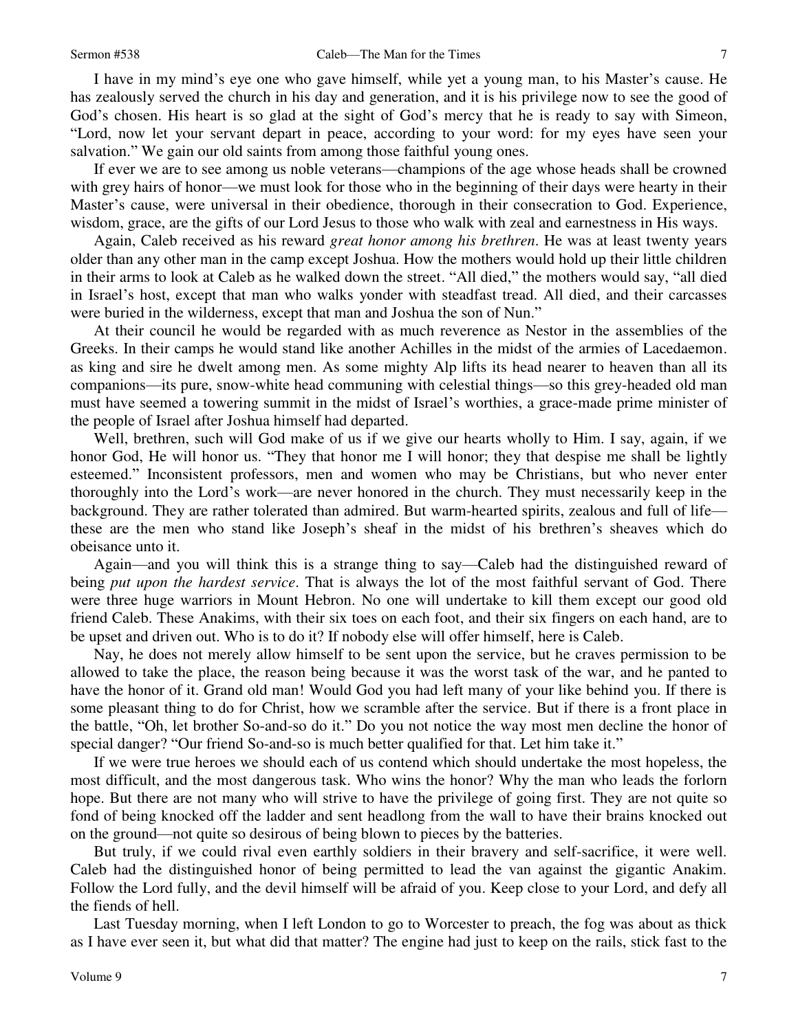I have in my mind's eye one who gave himself, while yet a young man, to his Master's cause. He has zealously served the church in his day and generation, and it is his privilege now to see the good of God's chosen. His heart is so glad at the sight of God's mercy that he is ready to say with Simeon, "Lord, now let your servant depart in peace, according to your word: for my eyes have seen your salvation." We gain our old saints from among those faithful young ones.

If ever we are to see among us noble veterans—champions of the age whose heads shall be crowned with grey hairs of honor—we must look for those who in the beginning of their days were hearty in their Master's cause, were universal in their obedience, thorough in their consecration to God. Experience, wisdom, grace, are the gifts of our Lord Jesus to those who walk with zeal and earnestness in His ways.

Again, Caleb received as his reward *great honor among his brethren*. He was at least twenty years older than any other man in the camp except Joshua. How the mothers would hold up their little children in their arms to look at Caleb as he walked down the street. "All died," the mothers would say, "all died in Israel's host, except that man who walks yonder with steadfast tread. All died, and their carcasses were buried in the wilderness, except that man and Joshua the son of Nun."

At their council he would be regarded with as much reverence as Nestor in the assemblies of the Greeks. In their camps he would stand like another Achilles in the midst of the armies of Lacedaemon. as king and sire he dwelt among men. As some mighty Alp lifts its head nearer to heaven than all its companions—its pure, snow-white head communing with celestial things—so this grey-headed old man must have seemed a towering summit in the midst of Israel's worthies, a grace-made prime minister of the people of Israel after Joshua himself had departed.

Well, brethren, such will God make of us if we give our hearts wholly to Him. I say, again, if we honor God, He will honor us. "They that honor me I will honor; they that despise me shall be lightly esteemed." Inconsistent professors, men and women who may be Christians, but who never enter thoroughly into the Lord's work—are never honored in the church. They must necessarily keep in the background. They are rather tolerated than admired. But warm-hearted spirits, zealous and full of life—these are the men who stand like Joseph's sheaf in the midst of his brethren's sheaves which do obeisance unto it.

Again—and you will think this is a strange thing to say—Caleb had the distinguished reward of being *put upon the hardest service*. That is always the lot of the most faithful servant of God. There were three huge warriors in Mount Hebron. No one will undertake to kill them except our good old friend Caleb. These Anakims, with their six toes on each foot, and their six fingers on each hand, are to be upset and driven out. Who is to do it? If nobody else will offer himself, here is Caleb.

Nay, he does not merely allow himself to be sent upon the service, but he craves permission to be allowed to take the place, the reason being because it was the worst task of the war, and he panted to have the honor of it. Grand old man! Would God you had left many of your like behind you. If there is some pleasant thing to do for Christ, how we scramble after the service. But if there is a front place in the battle, "Oh, let brother So-and-so do it." Do you not notice the way most men decline the honor of special danger? "Our friend So-and-so is much better qualified for that. Let him take it."

If we were true heroes we should each of us contend which should undertake the most hopeless, the most difficult, and the most dangerous task. Who wins the honor? Why the man who leads the forlorn hope. But there are not many who will strive to have the privilege of going first. They are not quite so fond of being knocked off the ladder and sent headlong from the wall to have their brains knocked out on the ground—not quite so desirous of being blown to pieces by the batteries.

But truly, if we could rival even earthly soldiers in their bravery and self-sacrifice, it were well. Caleb had the distinguished honor of being permitted to lead the van against the gigantic Anakim. Follow the Lord fully, and the devil himself will be afraid of you. Keep close to your Lord, and defy all the fiends of hell.

Last Tuesday morning, when I left London to go to Worcester to preach, the fog was about as thick as I have ever seen it, but what did that matter? The engine had just to keep on the rails, stick fast to the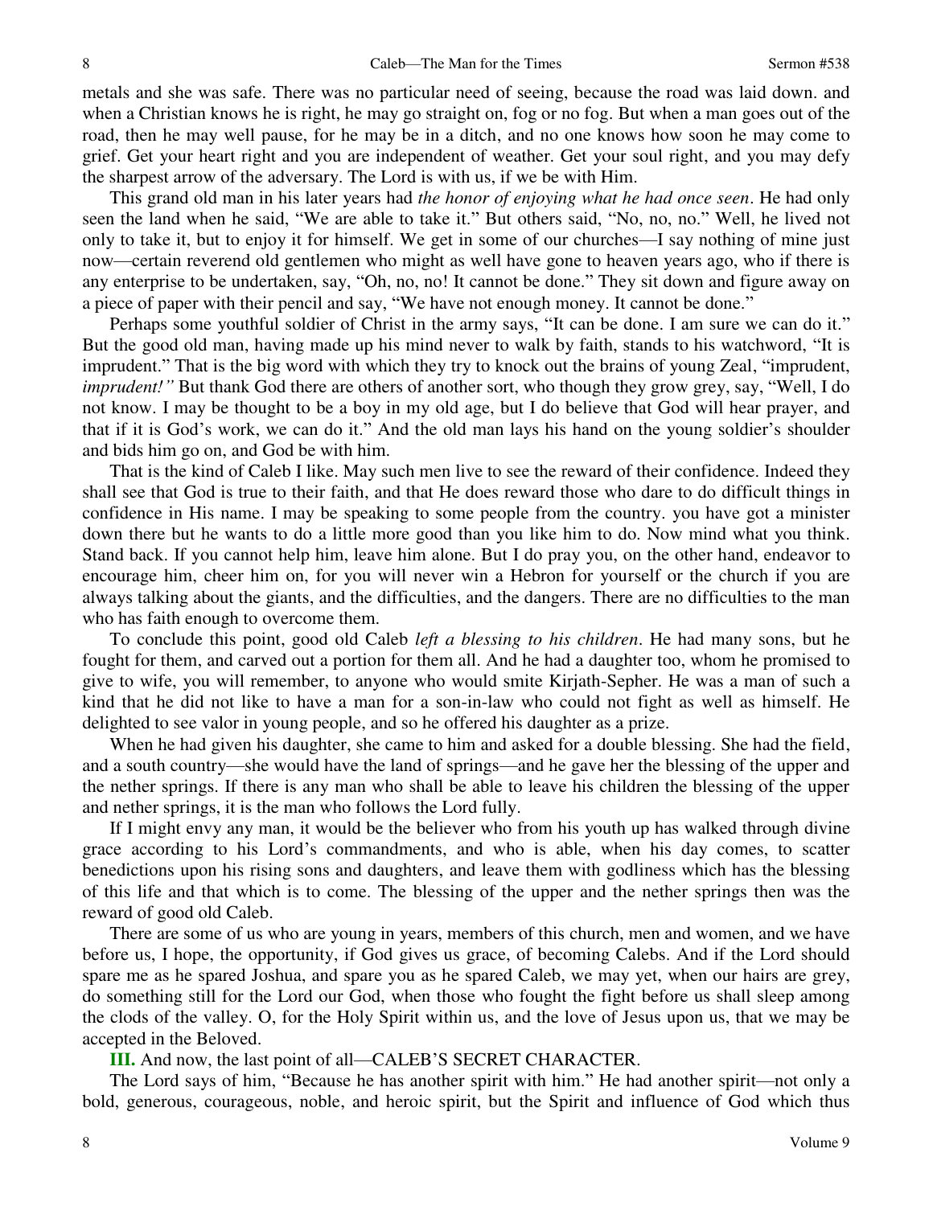metals and she was safe. There was no particular need of seeing, because the road was laid down. and when a Christian knows he is right, he may go straight on, fog or no fog. But when a man goes out of the road, then he may well pause, for he may be in a ditch, and no one knows how soon he may come to grief. Get your heart right and you are independent of weather. Get your soul right, and you may defy the sharpest arrow of the adversary. The Lord is with us, if we be with Him.

This grand old man in his later years had *the honor of enjoying what he had once seen*. He had only seen the land when he said, "We are able to take it." But others said, "No, no, no." Well, he lived not only to take it, but to enjoy it for himself. We get in some of our churches—I say nothing of mine just now—certain reverend old gentlemen who might as well have gone to heaven years ago, who if there is any enterprise to be undertaken, say, "Oh, no, no! It cannot be done." They sit down and figure away on a piece of paper with their pencil and say, "We have not enough money. It cannot be done."

Perhaps some youthful soldier of Christ in the army says, "It can be done. I am sure we can do it." But the good old man, having made up his mind never to walk by faith, stands to his watchword, "It is imprudent." That is the big word with which they try to knock out the brains of young Zeal, "imprudent, *imprudent!"* But thank God there are others of another sort, who though they grow grey, say, "Well, I do not know. I may be thought to be a boy in my old age, but I do believe that God will hear prayer, and that if it is God's work, we can do it." And the old man lays his hand on the young soldier's shoulder and bids him go on, and God be with him.

That is the kind of Caleb I like. May such men live to see the reward of their confidence. Indeed they shall see that God is true to their faith, and that He does reward those who dare to do difficult things in confidence in His name. I may be speaking to some people from the country. you have got a minister down there but he wants to do a little more good than you like him to do. Now mind what you think. Stand back. If you cannot help him, leave him alone. But I do pray you, on the other hand, endeavor to encourage him, cheer him on, for you will never win a Hebron for yourself or the church if you are always talking about the giants, and the difficulties, and the dangers. There are no difficulties to the man who has faith enough to overcome them.

To conclude this point, good old Caleb *left a blessing to his children*. He had many sons, but he fought for them, and carved out a portion for them all. And he had a daughter too, whom he promised to give to wife, you will remember, to anyone who would smite Kirjath-Sepher. He was a man of such a kind that he did not like to have a man for a son-in-law who could not fight as well as himself. He delighted to see valor in young people, and so he offered his daughter as a prize.

When he had given his daughter, she came to him and asked for a double blessing. She had the field, and a south country—she would have the land of springs—and he gave her the blessing of the upper and the nether springs. If there is any man who shall be able to leave his children the blessing of the upper and nether springs, it is the man who follows the Lord fully.

If I might envy any man, it would be the believer who from his youth up has walked through divine grace according to his Lord's commandments, and who is able, when his day comes, to scatter benedictions upon his rising sons and daughters, and leave them with godliness which has the blessing of this life and that which is to come. The blessing of the upper and the nether springs then was the reward of good old Caleb.

There are some of us who are young in years, members of this church, men and women, and we have before us, I hope, the opportunity, if God gives us grace, of becoming Calebs. And if the Lord should spare me as he spared Joshua, and spare you as he spared Caleb, we may yet, when our hairs are grey, do something still for the Lord our God, when those who fought the fight before us shall sleep among the clods of the valley. O, for the Holy Spirit within us, and the love of Jesus upon us, that we may be accepted in the Beloved.

**III.** And now, the last point of all—CALEB'S SECRET CHARACTER.

The Lord says of him, "Because he has another spirit with him." He had another spirit—not only a bold, generous, courageous, noble, and heroic spirit, but the Spirit and influence of God which thus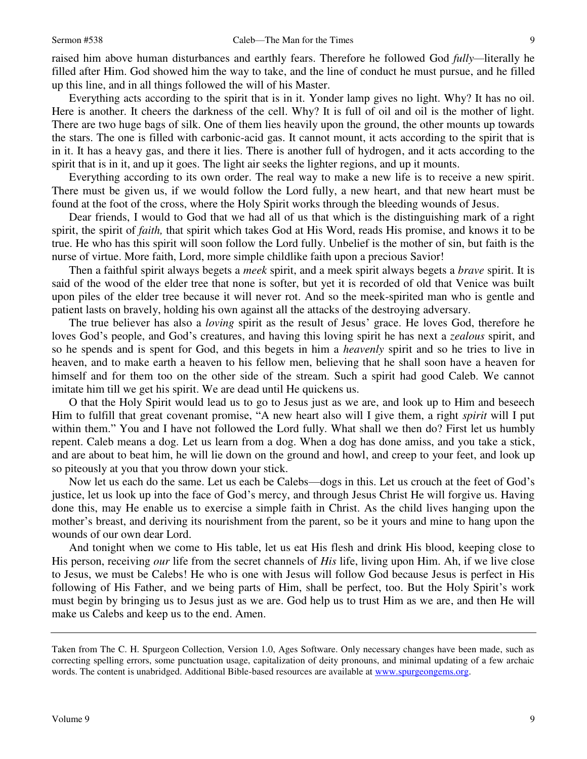raised him above human disturbances and earthly fears. Therefore he followed God *fully*—literally he filled after Him. God showed him the way to take, and the line of conduct he must pursue, and he filled up this line, and in all things followed the will of his Master.

Everything acts according to the spirit that is in it. Yonder lamp gives no light. Why? It has no oil. Here is another. It cheers the darkness of the cell. Why? It is full of oil and oil is the mother of light. There are two huge bags of silk. One of them lies heavily upon the ground, the other mounts up towards the stars. The one is filled with carbonic-acid gas. It cannot mount, it acts according to the spirit that is in it. It has a heavy gas, and there it lies. There is another full of hydrogen, and it acts according to the spirit that is in it, and up it goes. The light air seeks the lighter regions, and up it mounts.

Everything according to its own order. The real way to make a new life is to receive a new spirit. There must be given us, if we would follow the Lord fully, a new heart, and that new heart must be found at the foot of the cross, where the Holy Spirit works through the bleeding wounds of Jesus.

Dear friends, I would to God that we had all of us that which is the distinguishing mark of a right spirit, the spirit of *faith,* that spirit which takes God at His Word, reads His promise, and knows it to be true. He who has this spirit will soon follow the Lord fully. Unbelief is the mother of sin, but faith is the nurse of virtue. More faith, Lord, more simple childlike faith upon a precious Savior!

Then a faithful spirit always begets a *meek* spirit, and a meek spirit always begets a *brave* spirit. It is said of the wood of the elder tree that none is softer, but yet it is recorded of old that Venice was built upon piles of the elder tree because it will never rot. And so the meek-spirited man who is gentle and patient lasts on bravely, holding his own against all the attacks of the destroying adversary.

The true believer has also a *loving* spirit as the result of Jesus' grace. He loves God, therefore he loves God's people, and God's creatures, and having this loving spirit he has next a *zealous* spirit, and so he spends and is spent for God, and this begets in him a *heavenly* spirit and so he tries to live in heaven, and to make earth a heaven to his fellow men, believing that he shall soon have a heaven for himself and for them too on the other side of the stream. Such a spirit had good Caleb. We cannot imitate him till we get his spirit. We are dead until He quickens us.

O that the Holy Spirit would lead us to go to Jesus just as we are, and look up to Him and beseech Him to fulfill that great covenant promise, "A new heart also will I give them, a right *spirit* will I put within them." You and I have not followed the Lord fully. What shall we then do? First let us humbly repent. Caleb means a dog. Let us learn from a dog. When a dog has done amiss, and you take a stick, and are about to beat him, he will lie down on the ground and howl, and creep to your feet, and look up so piteously at you that you throw down your stick.

Now let us each do the same. Let us each be Calebs—dogs in this. Let us crouch at the feet of God's justice, let us look up into the face of God's mercy, and through Jesus Christ He will forgive us. Having done this, may He enable us to exercise a simple faith in Christ. As the child lives hanging upon the mother's breast, and deriving its nourishment from the parent, so be it yours and mine to hang upon the wounds of our own dear Lord.

And tonight when we come to His table, let us eat His flesh and drink His blood, keeping close to His person, receiving *our* life from the secret channels of *His* life, living upon Him. Ah, if we live close to Jesus, we must be Calebs! He who is one with Jesus will follow God because Jesus is perfect in His following of His Father, and we being parts of Him, shall be perfect, too. But the Holy Spirit's work must begin by bringing us to Jesus just as we are. God help us to trust Him as we are, and then He will make us Calebs and keep us to the end. Amen.

---

Taken from The C. H. Spurgeon Collection, Version 1.0, Ages Software. Only necessary changes have been made, such as correcting spelling errors, some punctuation usage, capitalization of deity pronouns, and minimal updating of a few archaic words. The content is unabridged. Additional Bible-based resources are available at www.spurgeongems.org.